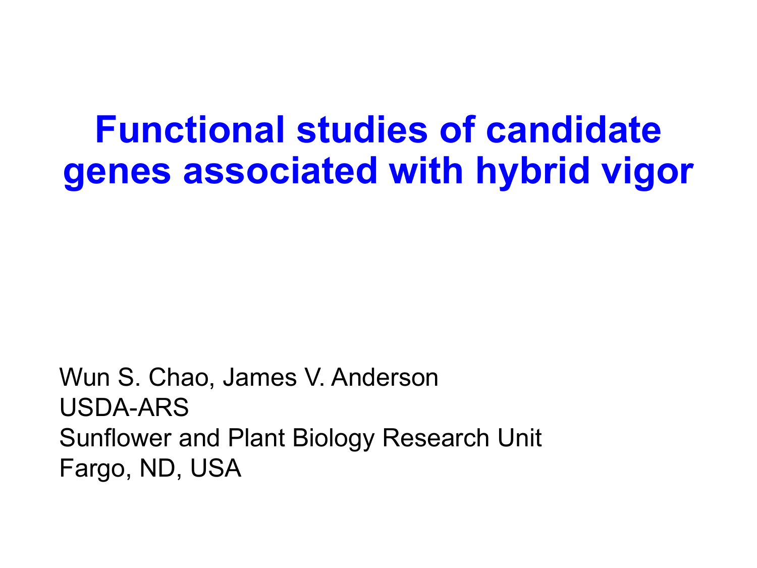# Functional studies of candidate genes associated with hybrid vigor

Wun S. Chao, James V. Anderson
USDA-ARS
Sunflower and Plant Biology Research Unit
Fargo, ND, USA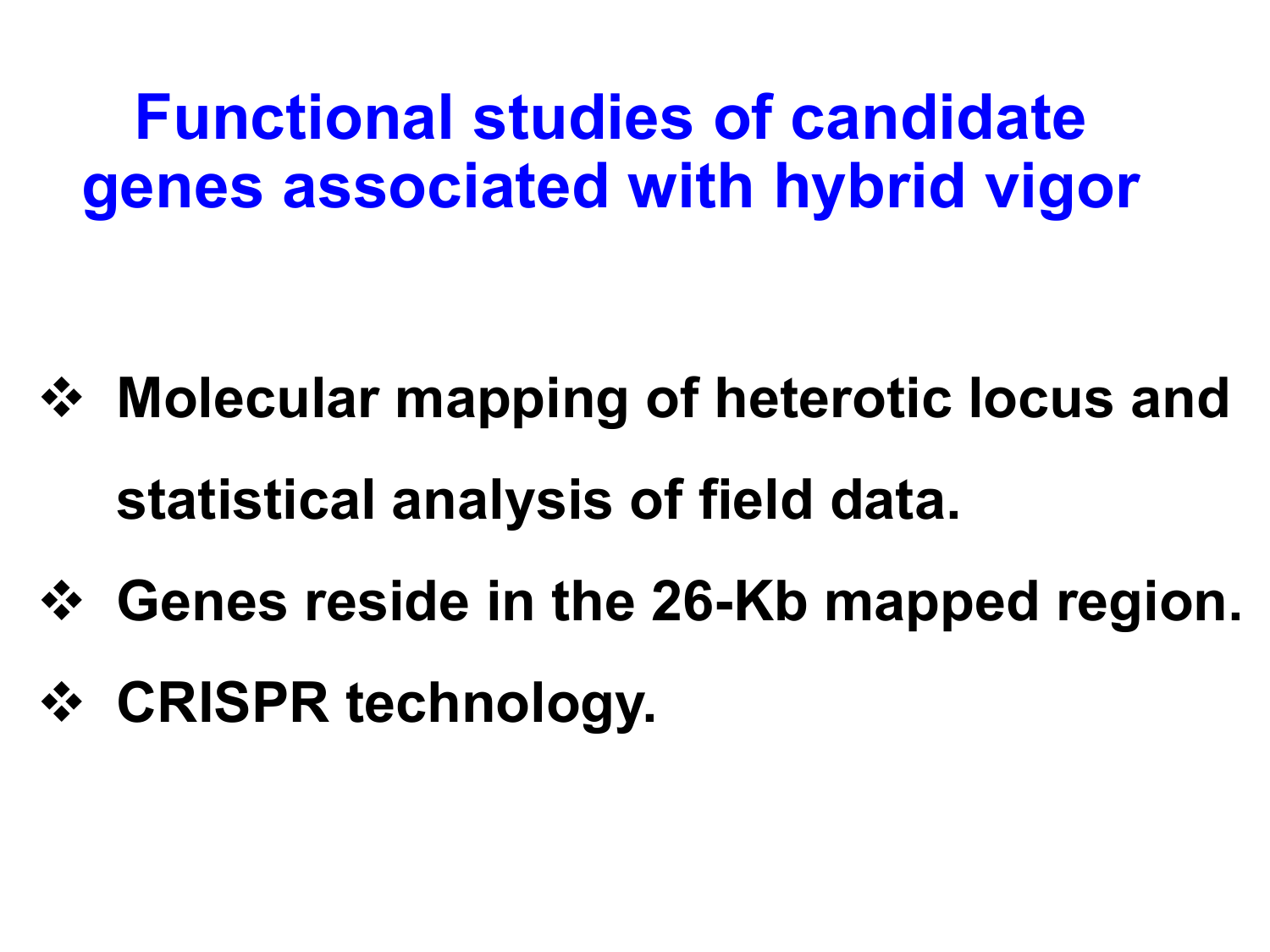# Functional studies of candidate genes associated with hybrid vigor

- Molecular mapping of heterotic locus and statistical analysis of field data.
- Genes reside in the 26-Kb mapped region.
- CRISPR technology.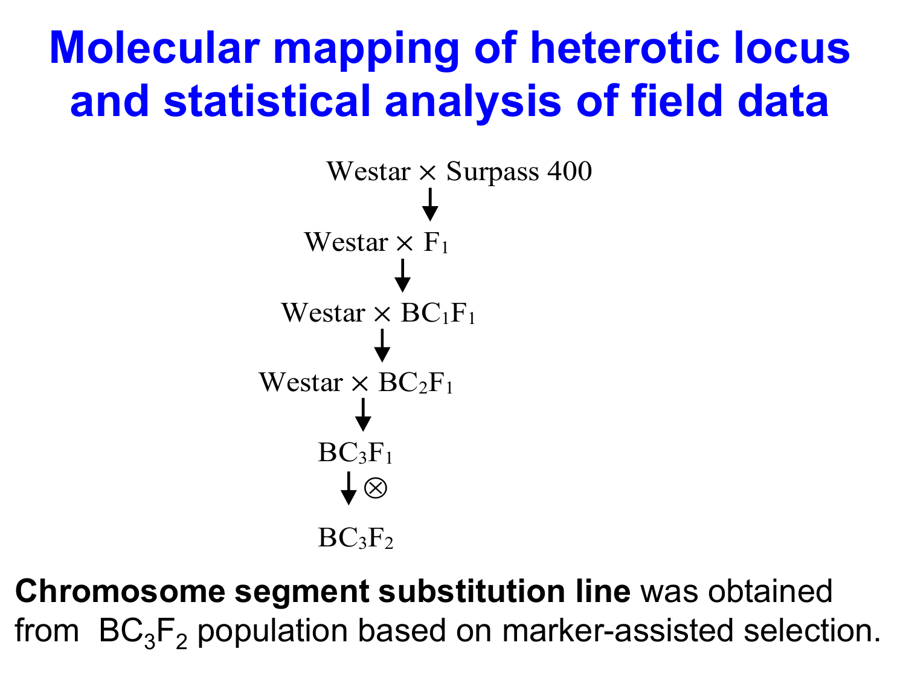# Molecular mapping of heterotic locus and statistical analysis of field data

Westar × Surpass 400

↓

Westar × $F_1$

↓

Westar × $BC_1F_1$

↓

Westar × $BC_2F_1$

↓

$BC_3F_1$

↓ ⊗

$BC_3F_2$

**Chromosome segment substitution line** was obtained from $BC_3F_2$ population based on marker-assisted selection.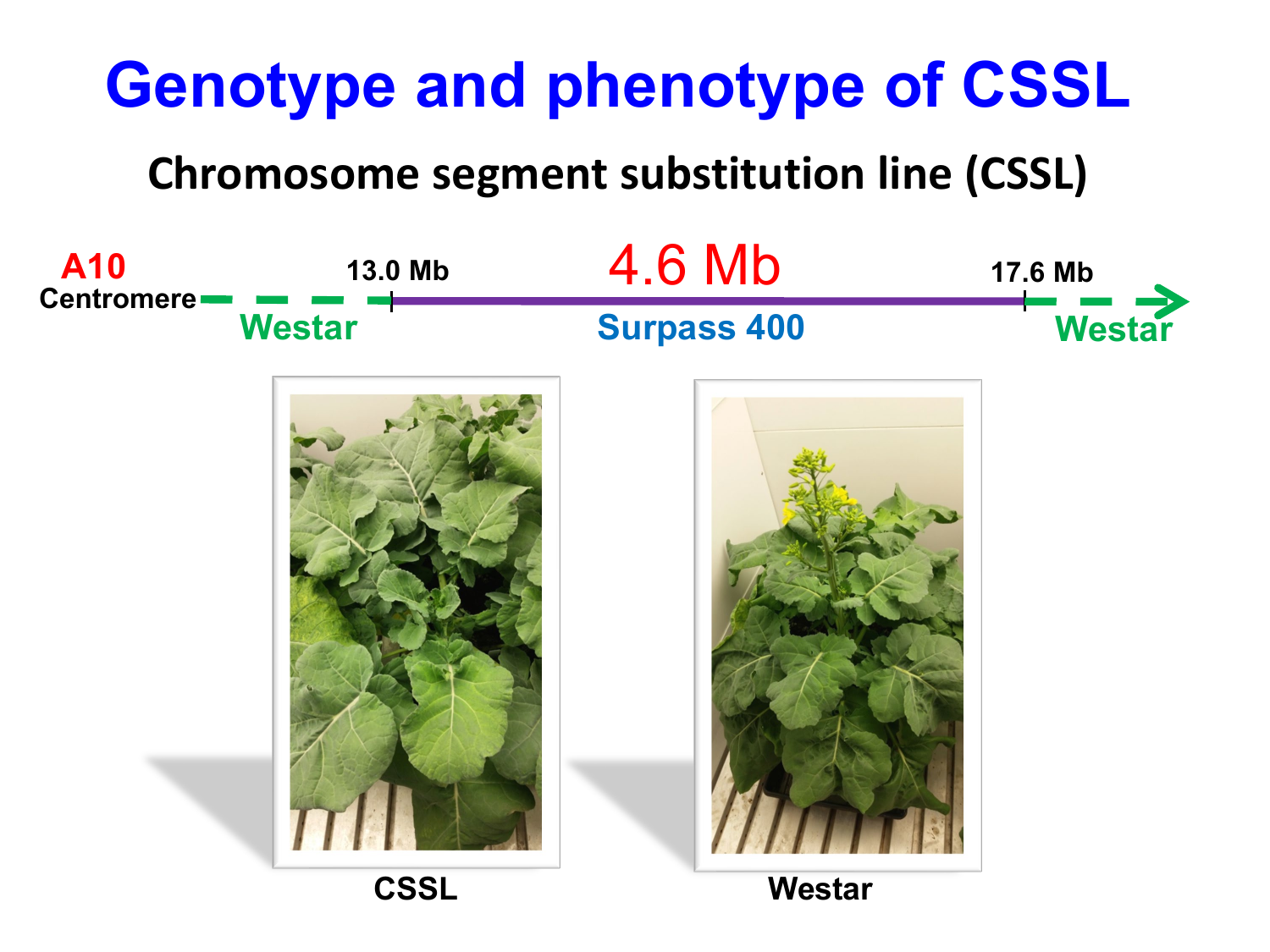# Genotype and phenotype of CSSL

## Chromosome segment substitution line (CSSL)

A10 Centromere — Westar — 13.0 Mb — 4.6 Mb Surpass 400 — 17.6 Mb — Westar

CSSL

Westar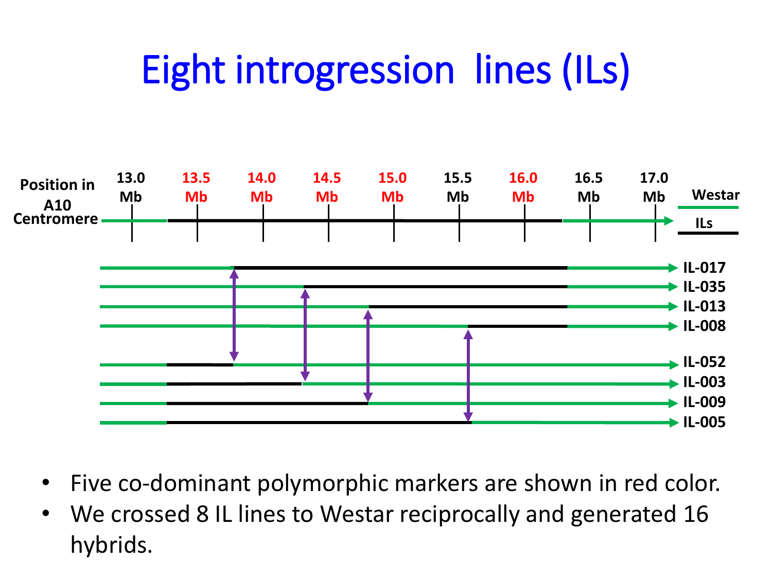# Eight introgression lines (ILs)

Position in A10 Centromere

13.0 Mb | 13.5 Mb | 14.0 Mb | 14.5 Mb | 15.0 Mb | 15.5 Mb | 16.0 Mb | 16.5 Mb | 17.0 Mb

Westar

ILs

IL-017

IL-035

IL-013

IL-008

IL-052

IL-003

IL-009

IL-005

- Five co-dominant polymorphic markers are shown in red color.
- We crossed 8 IL lines to Westar reciprocally and generated 16 hybrids.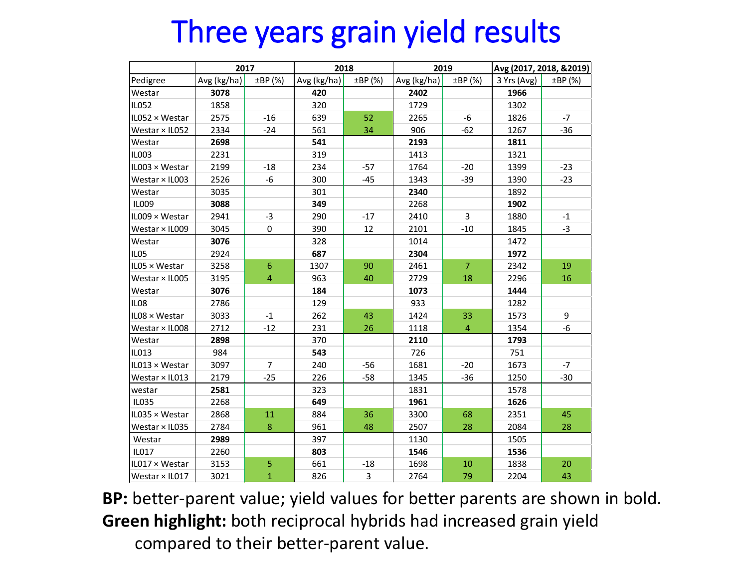# Three years grain yield results

| | 2017 | | 2018 | | 2019 | | Avg (2017, 2018, &2019) | |
|---|---|---|---|---|---|---|---|---|
| Pedigree | Avg (kg/ha) | ±BP (%) | Avg (kg/ha) | ±BP (%) | Avg (kg/ha) | ±BP (%) | 3 Yrs (Avg) | ±BP (%) |
| Westar | **3078** | | **420** | | **2402** | | **1966** | |
| IL052 | 1858 | | 320 | | 1729 | | 1302 | |
| IL052 × Westar | 2575 | -16 | 639 | 52 | 2265 | -6 | 1826 | -7 |
| Westar × IL052 | 2334 | -24 | 561 | 34 | 906 | -62 | 1267 | -36 |
| Westar | **2698** | | **541** | | **2193** | | **1811** | |
| IL003 | 2231 | | 319 | | 1413 | | 1321 | |
| IL003 × Westar | 2199 | -18 | 234 | -57 | 1764 | -20 | 1399 | -23 |
| Westar × IL003 | 2526 | -6 | 300 | -45 | 1343 | -39 | 1390 | -23 |
| Westar | 3035 | | 301 | | **2340** | | 1892 | |
| IL009 | **3088** | | **349** | | 2268 | | **1902** | |
| IL009 × Westar | 2941 | -3 | 290 | -17 | 2410 | 3 | 1880 | -1 |
| Westar × IL009 | 3045 | 0 | 390 | 12 | 2101 | -10 | 1845 | -3 |
| Westar | **3076** | | 328 | | 1014 | | 1472 | |
| IL05 | 2924 | | **687** | | **2304** | | **1972** | |
| IL05 × Westar | 3258 | 6 | 1307 | 90 | 2461 | 7 | 2342 | 19 |
| Westar × IL005 | 3195 | 4 | 963 | 40 | 2729 | 18 | 2296 | 16 |
| Westar | **3076** | | **184** | | **1073** | | **1444** | |
| IL08 | 2786 | | 129 | | 933 | | 1282 | |
| IL08 × Westar | 3033 | -1 | 262 | 43 | 1424 | 33 | 1573 | 9 |
| Westar × IL008 | 2712 | -12 | 231 | 26 | 1118 | 4 | 1354 | -6 |
| Westar | **2898** | | 370 | | **2110** | | **1793** | |
| IL013 | 984 | | **543** | | 726 | | 751 | |
| IL013 × Westar | 3097 | 7 | 240 | -56 | 1681 | -20 | 1673 | -7 |
| Westar × IL013 | 2179 | -25 | 226 | -58 | 1345 | -36 | 1250 | -30 |
| westar | **2581** | | 323 | | 1831 | | 1578 | |
| IL035 | 2268 | | **649** | | **1961** | | **1626** | |
| IL035 × Westar | 2868 | 11 | 884 | 36 | 3300 | 68 | 2351 | 45 |
| Westar × IL035 | 2784 | 8 | 961 | 48 | 2507 | 28 | 2084 | 28 |
| Westar | **2989** | | 397 | | 1130 | | 1505 | |
| IL017 | 2260 | | **803** | | **1546** | | **1536** | |
| IL017 × Westar | 3153 | 5 | 661 | -18 | 1698 | 10 | 1838 | 20 |
| Westar × IL017 | 3021 | 1 | 826 | 3 | 2764 | 79 | 2204 | 43 |

**BP:** better-parent value; yield values for better parents are shown in bold.

**Green highlight:** both reciprocal hybrids had increased grain yield compared to their better-parent value.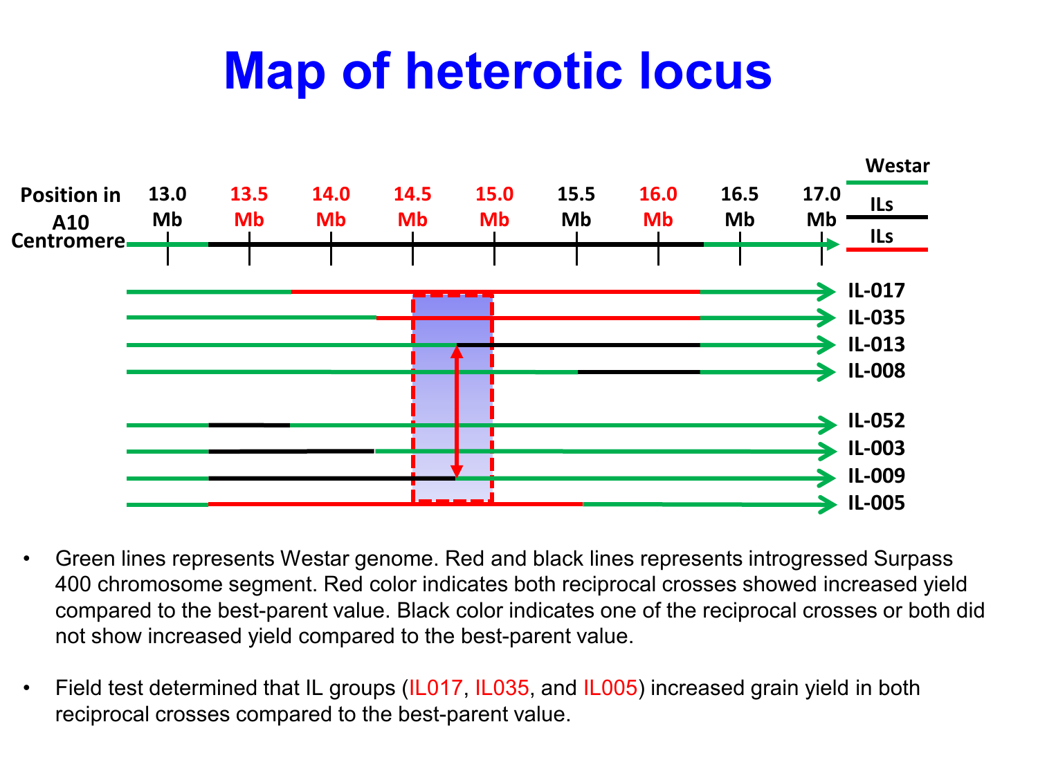# Map of heterotic locus

Position in A10 Centromere: 13.0 Mb, 13.5 Mb, 14.0 Mb, 14.5 Mb, 15.0 Mb, 15.5 Mb, 16.0 Mb, 16.5 Mb, 17.0 Mb

Westar, ILs, ILs

IL-017, IL-035, IL-013, IL-008, IL-052, IL-003, IL-009, IL-005

- Green lines represents Westar genome. Red and black lines represents introgressed Surpass 400 chromosome segment. Red color indicates both reciprocal crosses showed increased yield compared to the best-parent value. Black color indicates one of the reciprocal crosses or both did not show increased yield compared to the best-parent value.
- Field test determined that IL groups (IL017, IL035, and IL005) increased grain yield in both reciprocal crosses compared to the best-parent value.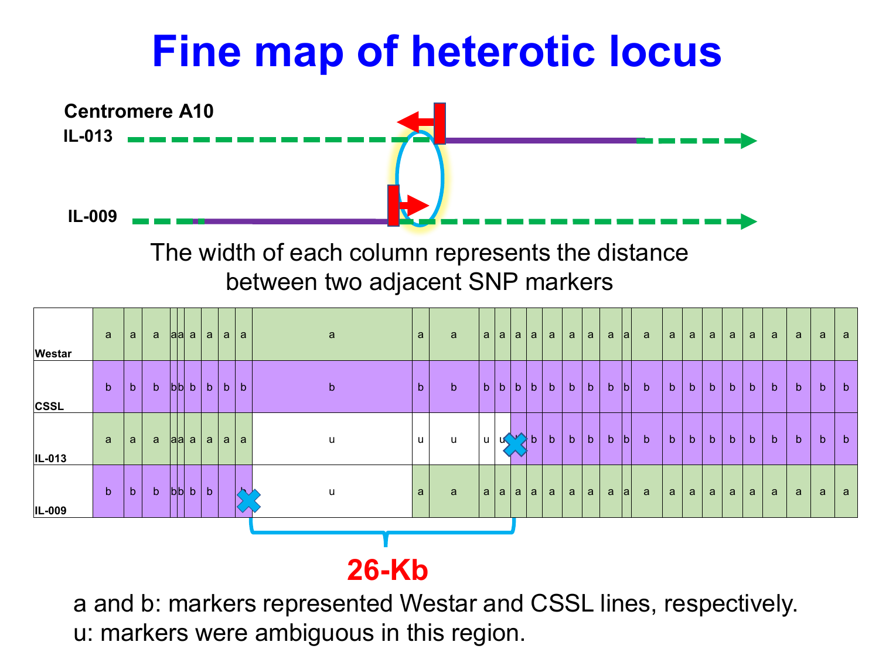# Fine map of heterotic locus

Centromere A10

IL-013

IL-009

The width of each column represents the distance between two adjacent SNP markers

| | | | | | | | | | | | | | | | | | | | | | | | | | | | | | | | | | | | |
|---|---|---|---|---|---|---|---|---|---|---|---|---|---|---|---|---|---|---|---|---|---|---|---|---|---|---|---|---|---|---|---|---|---|---|---|
| Westar | a | a | a | a | a | a | a | a | a | a | a | a | a | a | a | a | a | a | a | a | a | a | a | a | a | a | a | a | a | a | a | a | a | a | a |
| CSSL | b | b | b | b | b | b | b | b | b | b | b | b | b | b | b | b | b | b | b | b | b | b | b | b | b | b | b | b | b | b | b | b | b | b | b |
| IL-013 | a | a | a | a | a | a | a | a | a | u | u | u | u | u | b | b | b | b | b | b | b | b | b | b | b | b | b | b | b | b | b | b | b | b | b |
| IL-009 | b | b | b | b | b | b | b | | b | u | a | a | a | a | a | a | a | a | a | a | a | a | a | a | a | a | a | a | a | a | a | a | a | a | a |

**26-Kb**

a and b: markers represented Westar and CSSL lines, respectively.
u: markers were ambiguous in this region.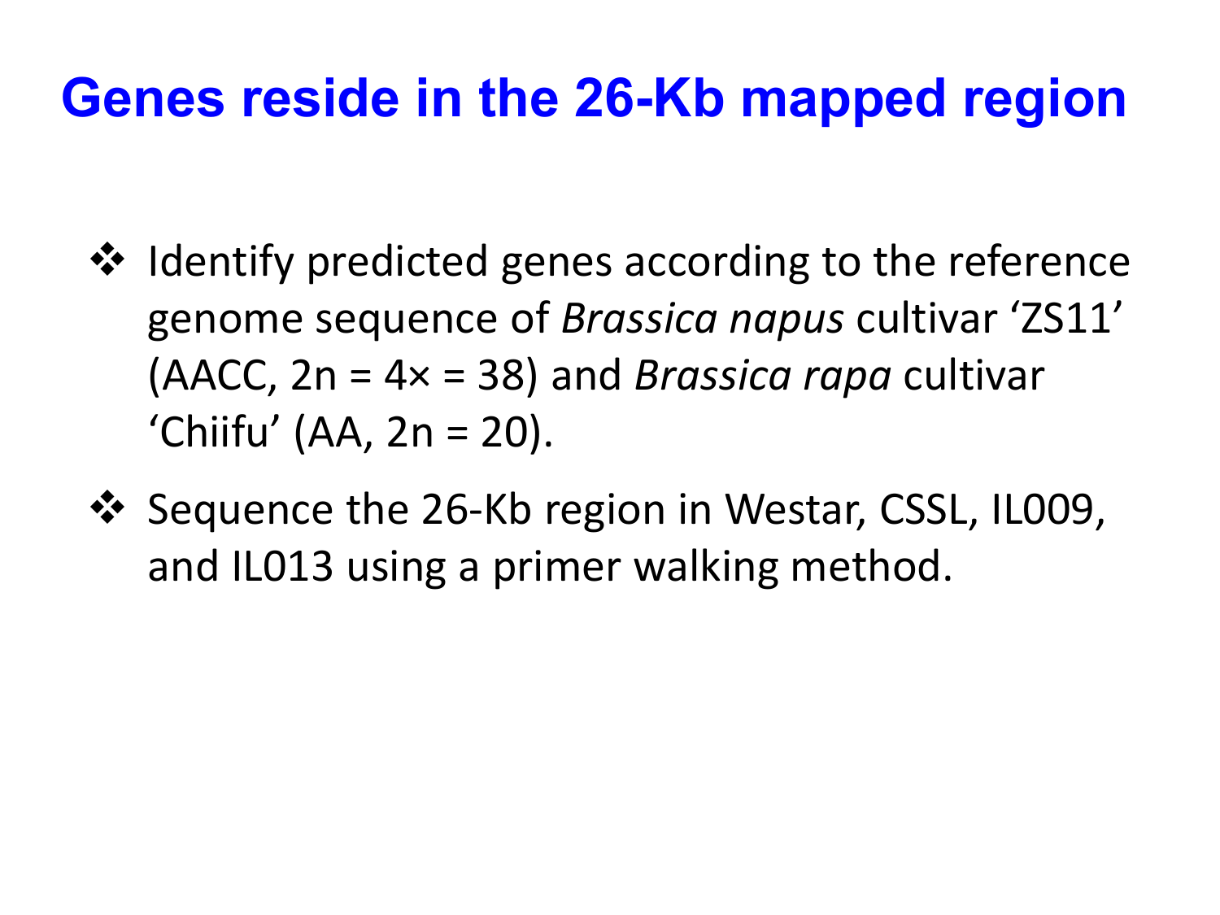# Genes reside in the 26-Kb mapped region

- Identify predicted genes according to the reference genome sequence of *Brassica napus* cultivar 'ZS11' (AACC, 2n = 4× = 38) and *Brassica rapa* cultivar 'Chiifu' (AA, 2n = 20).
- Sequence the 26-Kb region in Westar, CSSL, IL009, and IL013 using a primer walking method.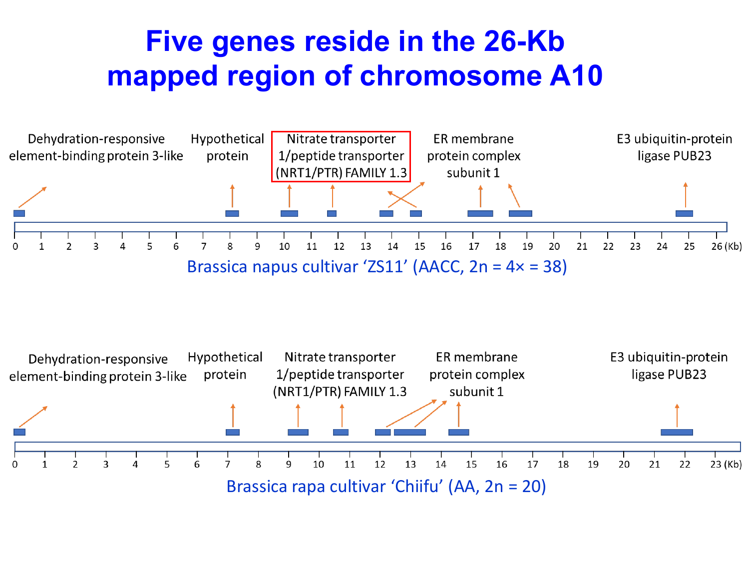# Five genes reside in the 26-Kb mapped region of chromosome A10

Dehydration-responsive element-binding protein 3-like

Hypothetical protein

Nitrate transporter 1/peptide transporter (NRT1/PTR) FAMILY 1.3

ER membrane protein complex subunit 1

E3 ubiquitin-protein ligase PUB23

0 1 2 3 4 5 6 7 8 9 10 11 12 13 14 15 16 17 18 19 20 21 22 23 24 25 26 (Kb)

Brassica napus cultivar 'ZS11' (AACC, 2n = 4× = 38)

Dehydration-responsive element-binding protein 3-like

Hypothetical protein

Nitrate transporter 1/peptide transporter (NRT1/PTR) FAMILY 1.3

ER membrane protein complex subunit 1

E3 ubiquitin-protein ligase PUB23

0 1 2 3 4 5 6 7 8 9 10 11 12 13 14 15 16 17 18 19 20 21 22 23 (Kb)

Brassica rapa cultivar 'Chiifu' (AA, 2n = 20)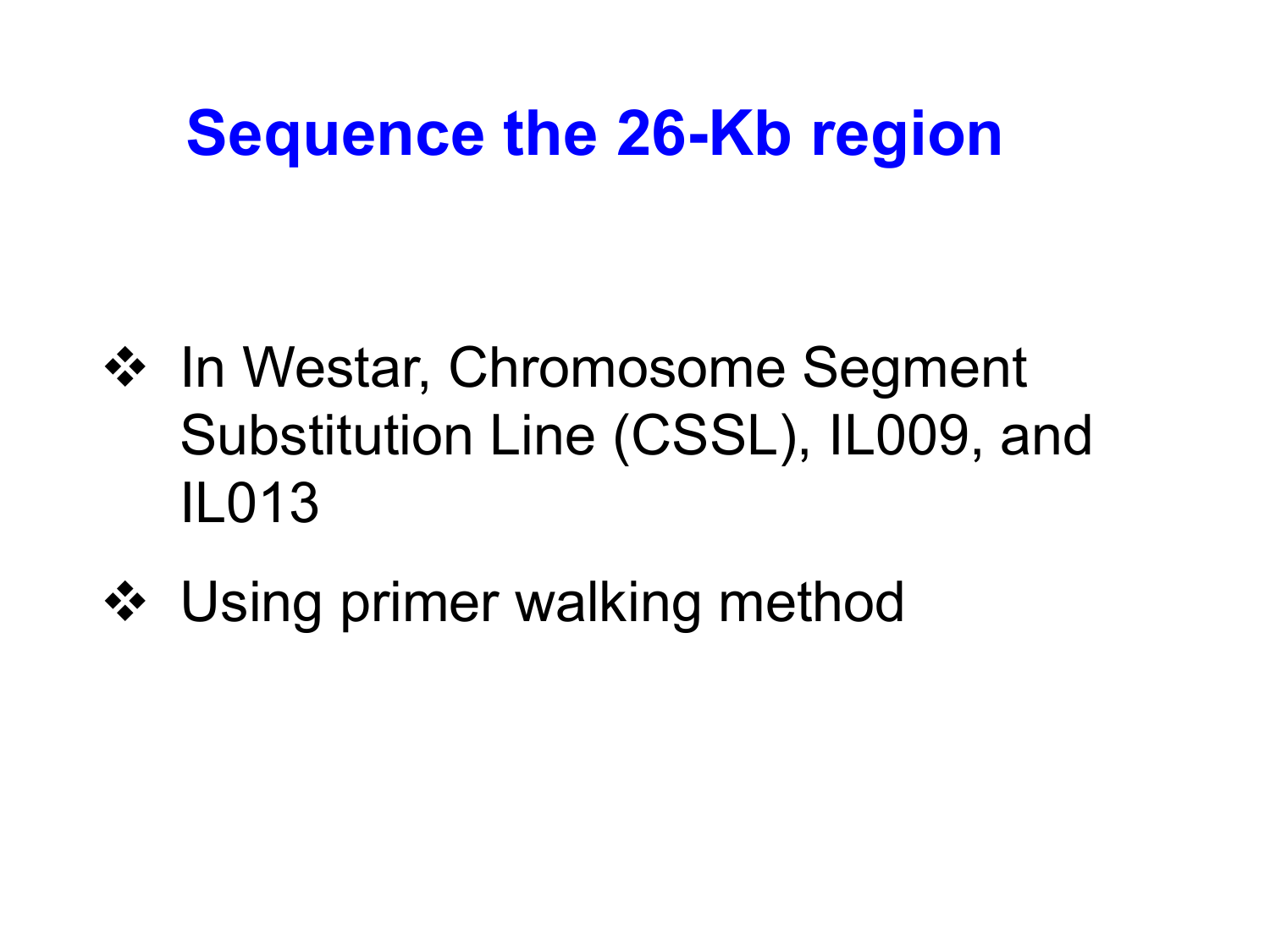# Sequence the 26-Kb region

- In Westar, Chromosome Segment Substitution Line (CSSL), IL009, and IL013
- Using primer walking method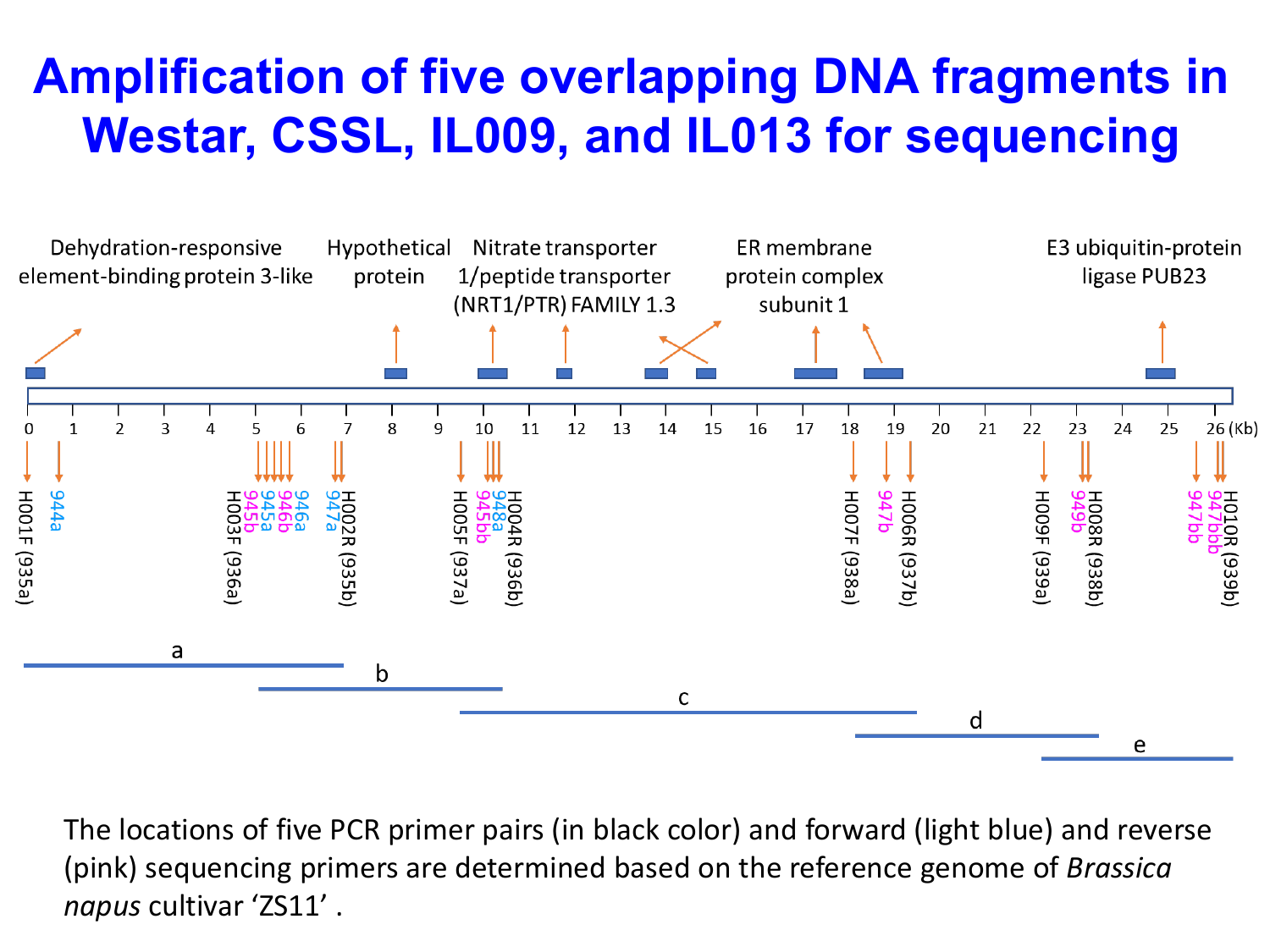# Amplification of five overlapping DNA fragments in Westar, CSSL, IL009, and IL013 for sequencing

Dehydration-responsive element-binding protein 3-like

Hypothetical protein

Nitrate transporter 1/peptide transporter (NRT1/PTR) FAMILY 1.3

ER membrane protein complex subunit 1

E3 ubiquitin-protein ligase PUB23

0 1 2 3 4 5 6 7 8 9 10 11 12 13 14 15 16 17 18 19 20 21 22 23 24 25 26 (Kb)

H001F (935a), 944a, H003F (936a), 945b, 945a, 946b, 946a, 947a, H002R (935b), H005F (937a), 945bb, 948a, H004R (936b), H007F (938a), 947b, H006R (937b), H009F (939a), 949b, H008R (938b), 947bb, 947bbb, H010R (939b)

a, b, c, d, e

The locations of five PCR primer pairs (in black color) and forward (light blue) and reverse (pink) sequencing primers are determined based on the reference genome of *Brassica napus* cultivar 'ZS11' .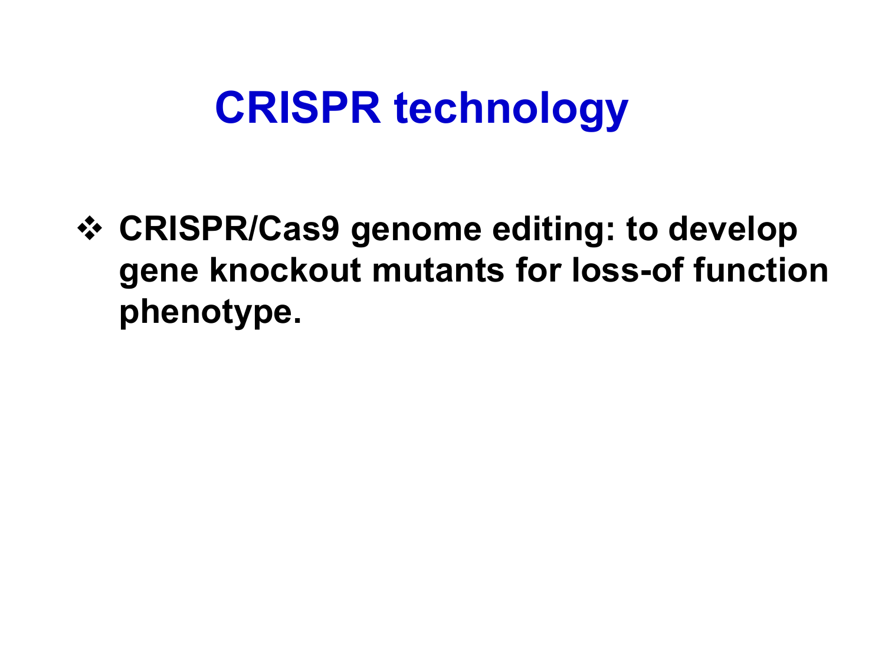# CRISPR technology

- **CRISPR/Cas9 genome editing: to develop gene knockout mutants for loss-of function phenotype.**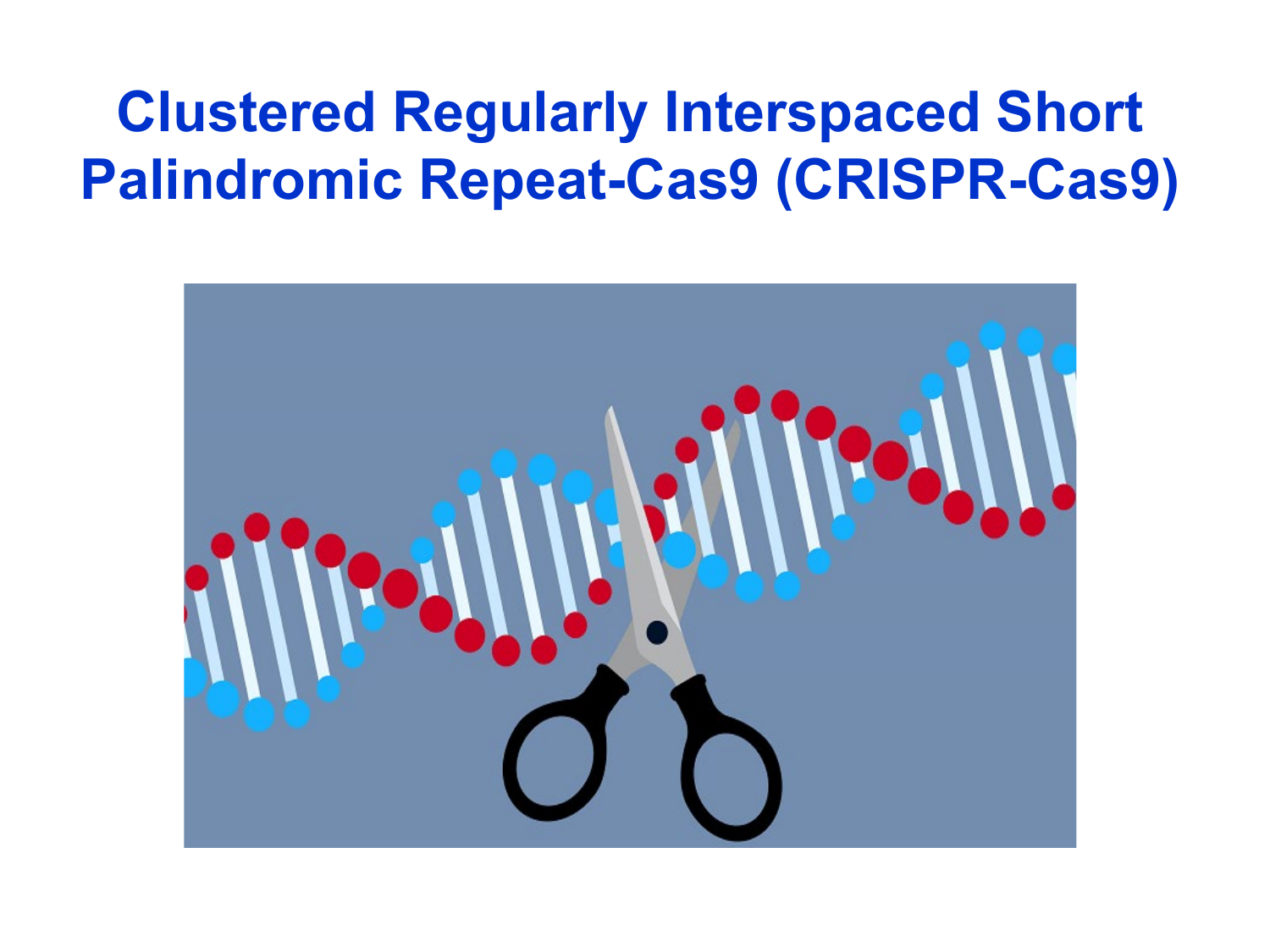# Clustered Regularly Interspaced Short Palindromic Repeat-Cas9 (CRISPR-Cas9)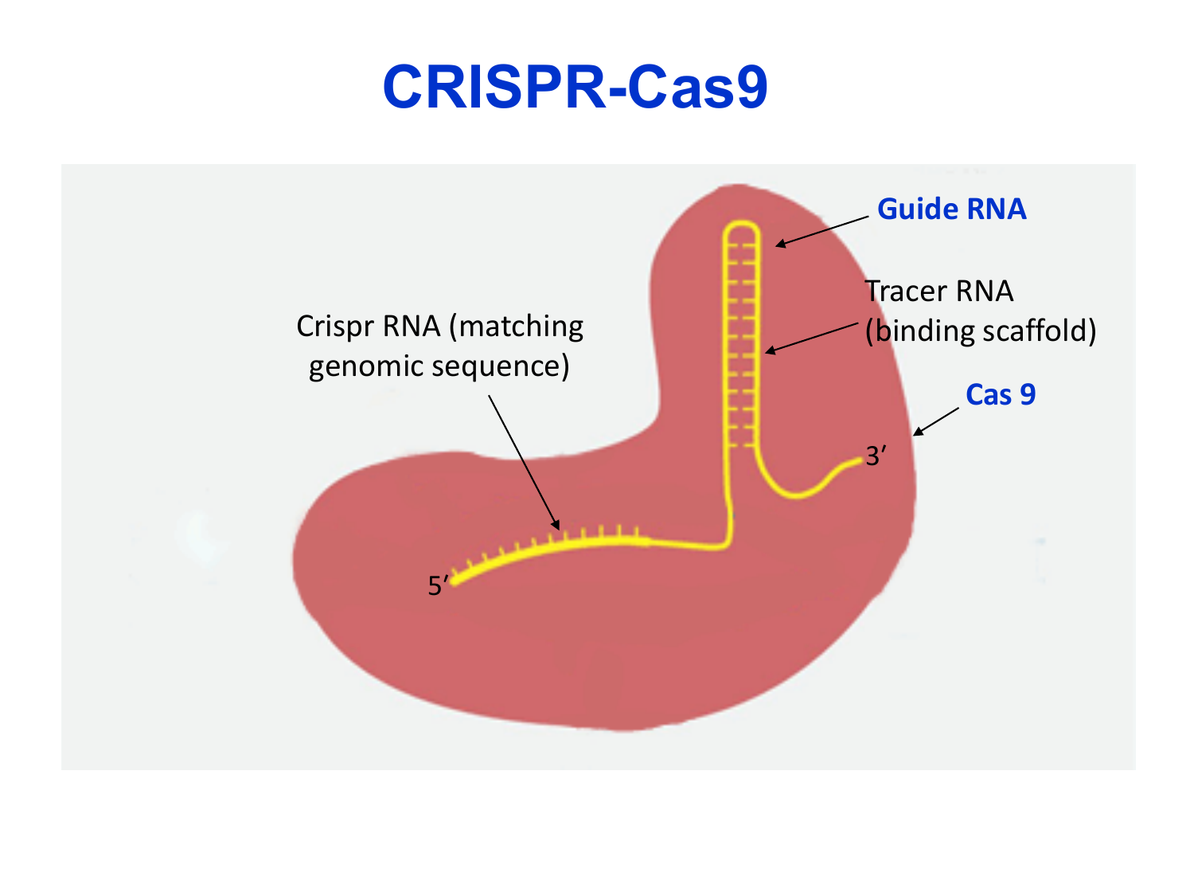# CRISPR-Cas9

Guide RNA

Tracer RNA (binding scaffold)

Crispr RNA (matching genomic sequence)

Cas 9

5′

3′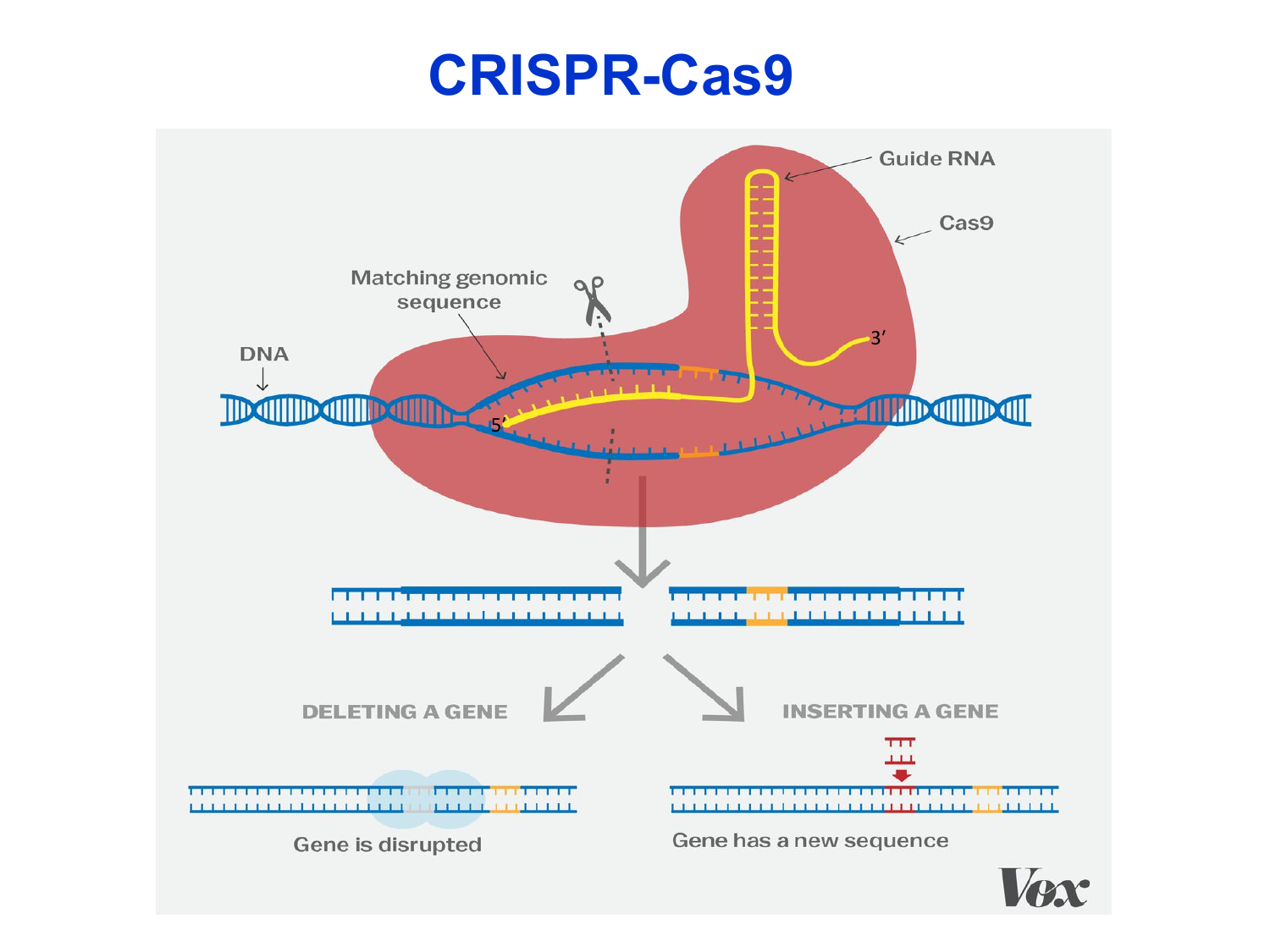# CRISPR-Cas9

Guide RNA

Cas9

Matching genomic sequence

DNA

5'

3'

DELETING A GENE

Gene is disrupted

INSERTING A GENE

Gene has a new sequence

Vox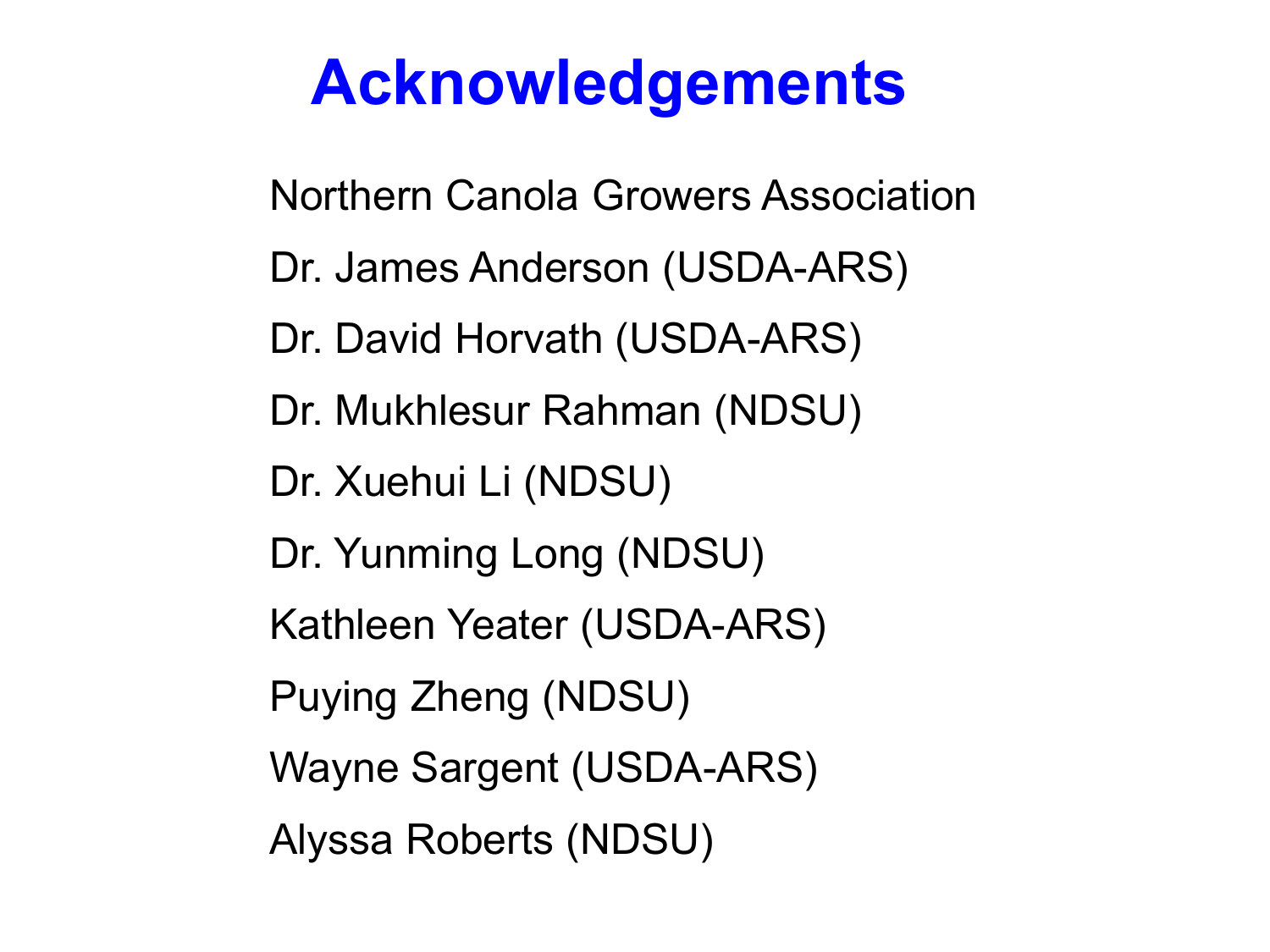# Acknowledgements

Northern Canola Growers Association

Dr. James Anderson (USDA-ARS)

Dr. David Horvath (USDA-ARS)

Dr. Mukhlesur Rahman (NDSU)

Dr. Xuehui Li (NDSU)

Dr. Yunming Long (NDSU)

Kathleen Yeater (USDA-ARS)

Puying Zheng (NDSU)

Wayne Sargent (USDA-ARS)

Alyssa Roberts (NDSU)